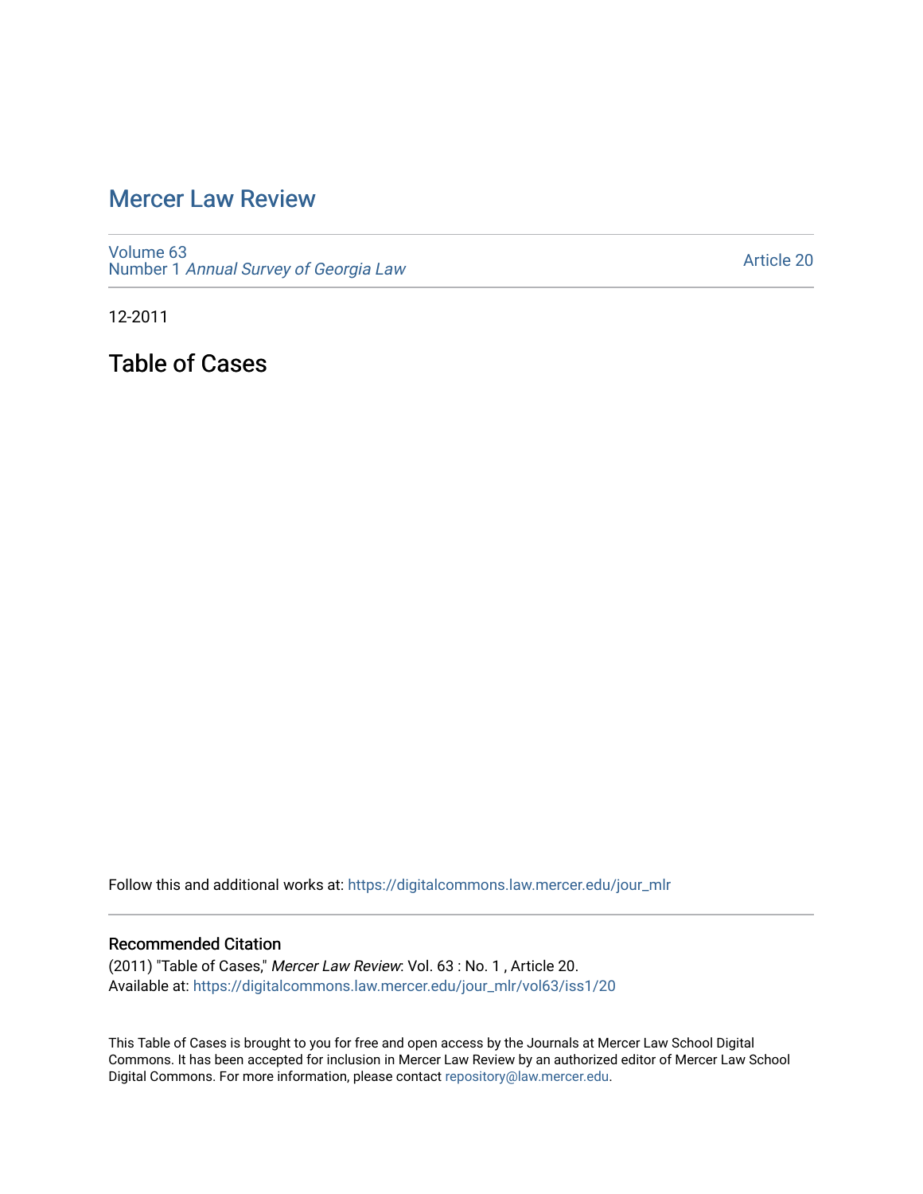# Mercer Law Review

Volume 63
Number 1 *Annual Survey of Georgia Law*

Article 20

12-2011

## Table of Cases

Follow this and additional works at: https://digitalcommons.law.mercer.edu/jour_mlr

### Recommended Citation

(2011) "Table of Cases," *Mercer Law Review*: Vol. 63 : No. 1 , Article 20.
Available at: https://digitalcommons.law.mercer.edu/jour_mlr/vol63/iss1/20

This Table of Cases is brought to you for free and open access by the Journals at Mercer Law School Digital Commons. It has been accepted for inclusion in Mercer Law Review by an authorized editor of Mercer Law School Digital Commons. For more information, please contact repository@law.mercer.edu.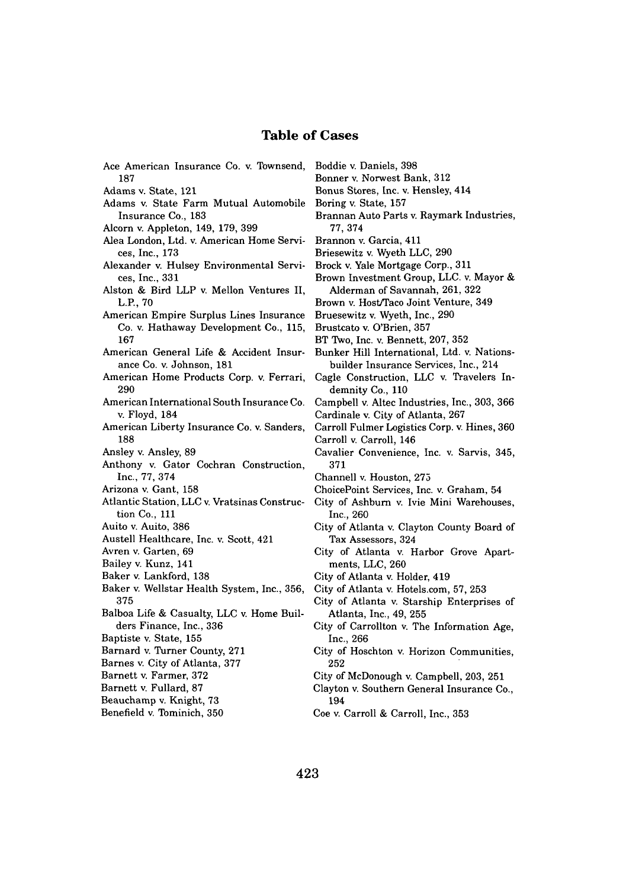## Table of Cases

Ace American Insurance Co. v. Townsend, 187
Adams v. State, 121
Adams v. State Farm Mutual Automobile Insurance Co., 183
Alcorn v. Appleton, 149, 179, 399
Alea London, Ltd. v. American Home Services, Inc., 173
Alexander v. Hulsey Environmental Services, Inc., 331
Alston & Bird LLP v. Mellon Ventures II, L.P., 70
American Empire Surplus Lines Insurance Co. v. Hathaway Development Co., 115, 167
American General Life & Accident Insurance Co. v. Johnson, 181
American Home Products Corp. v. Ferrari, 290
American International South Insurance Co. v. Floyd, 184
American Liberty Insurance Co. v. Sanders, 188
Ansley v. Ansley, 89
Anthony v. Gator Cochran Construction, Inc., 77, 374
Arizona v. Gant, 158
Atlantic Station, LLC v. Vratsinas Construction Co., 111
Auito v. Auito, 386
Austell Healthcare, Inc. v. Scott, 421
Avren v. Garten, 69
Bailey v. Kunz, 141
Baker v. Lankford, 138
Baker v. Wellstar Health System, Inc., 356, 375
Balboa Life & Casualty, LLC v. Home Builders Finance, Inc., 336
Baptiste v. State, 155
Barnard v. Turner County, 271
Barnes v. City of Atlanta, 377
Barnett v. Farmer, 372
Barnett v. Fullard, 87
Beauchamp v. Knight, 73
Benefield v. Tominich, 350
Boddie v. Daniels, 398
Bonner v. Norwest Bank, 312
Bonus Stores, Inc. v. Hensley, 414
Boring v. State, 157
Brannan Auto Parts v. Raymark Industries, 77, 374
Brannon v. Garcia, 411
Briesewitz v. Wyeth LLC, 290
Brock v. Yale Mortgage Corp., 311
Brown Investment Group, LLC. v. Mayor & Alderman of Savannah, 261, 322
Brown v. Host/Taco Joint Venture, 349
Bruesewitz v. Wyeth, Inc., 290
Brustcato v. O'Brien, 357
BT Two, Inc. v. Bennett, 207, 352
Bunker Hill International, Ltd. v. Nationsbuilder Insurance Services, Inc., 214
Cagle Construction, LLC v. Travelers Indemnity Co., 110
Campbell v. Altec Industries, Inc., 303, 366
Cardinale v. City of Atlanta, 267
Carroll Fulmer Logistics Corp. v. Hines, 360
Carroll v. Carroll, 146
Cavalier Convenience, Inc. v. Sarvis, 345, 371
Channell v. Houston, 275
ChoicePoint Services, Inc. v. Graham, 54
City of Ashburn v. Ivie Mini Warehouses, Inc., 260
City of Atlanta v. Clayton County Board of Tax Assessors, 324
City of Atlanta v. Harbor Grove Apartments, LLC, 260
City of Atlanta v. Holder, 419
City of Atlanta v. Hotels.com, 57, 253
City of Atlanta v. Starship Enterprises of Atlanta, Inc., 49, 255
City of Carrollton v. The Information Age, Inc., 266
City of Hoschton v. Horizon Communities, 252
City of McDonough v. Campbell, 203, 251
Clayton v. Southern General Insurance Co., 194
Coe v. Carroll & Carroll, Inc., 353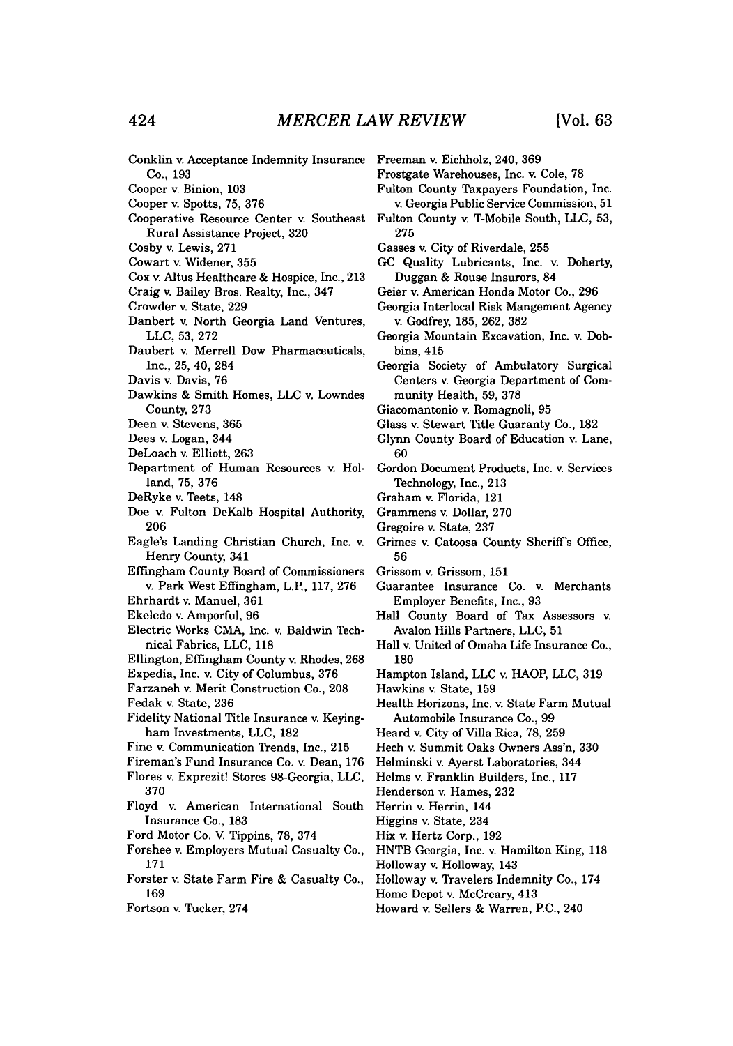Conklin v. Acceptance Indemnity Insurance Co., 193
Cooper v. Binion, 103
Cooper v. Spotts, 75, 376
Cooperative Resource Center v. Southeast Rural Assistance Project, 320
Cosby v. Lewis, 271
Cowart v. Widener, 355
Cox v. Altus Healthcare & Hospice, Inc., 213
Craig v. Bailey Bros. Realty, Inc., 347
Crowder v. State, 229
Danbert v. North Georgia Land Ventures, LLC, 53, 272
Daubert v. Merrell Dow Pharmaceuticals, Inc., 25, 40, 284
Davis v. Davis, 76
Dawkins & Smith Homes, LLC v. Lowndes County, 273
Deen v. Stevens, 365
Dees v. Logan, 344
DeLoach v. Elliott, 263
Department of Human Resources v. Holland, 75, 376
DeRyke v. Teets, 148
Doe v. Fulton DeKalb Hospital Authority, 206
Eagle's Landing Christian Church, Inc. v. Henry County, 341
Effingham County Board of Commissioners v. Park West Effingham, L.P., 117, 276
Ehrhardt v. Manuel, 361
Ekeledo v. Amporful, 96
Electric Works CMA, Inc. v. Baldwin Technical Fabrics, LLC, 118
Ellington, Effingham County v. Rhodes, 268
Expedia, Inc. v. City of Columbus, 376
Farzaneh v. Merit Construction Co., 208
Fedak v. State, 236
Fidelity National Title Insurance v. Keyingham Investments, LLC, 182
Fine v. Communication Trends, Inc., 215
Fireman's Fund Insurance Co. v. Dean, 176
Flores v. Exprezit! Stores 98-Georgia, LLC, 370
Floyd v. American International South Insurance Co., 183
Ford Motor Co. V. Tippins, 78, 374
Forshee v. Employers Mutual Casualty Co., 171
Forster v. State Farm Fire & Casualty Co., 169
Fortson v. Tucker, 274
Freeman v. Eichholz, 240, 369
Frostgate Warehouses, Inc. v. Cole, 78
Fulton County Taxpayers Foundation, Inc. v. Georgia Public Service Commission, 51
Fulton County v. T-Mobile South, LLC, 53, 275
Gasses v. City of Riverdale, 255
GC Quality Lubricants, Inc. v. Doherty, Duggan & Rouse Insurors, 84
Geier v. American Honda Motor Co., 296
Georgia Interlocal Risk Mangement Agency v. Godfrey, 185, 262, 382
Georgia Mountain Excavation, Inc. v. Dobbins, 415
Georgia Society of Ambulatory Surgical Centers v. Georgia Department of Community Health, 59, 378
Giacomantonio v. Romagnoli, 95
Glass v. Stewart Title Guaranty Co., 182
Glynn County Board of Education v. Lane, 60
Gordon Document Products, Inc. v. Services Technology, Inc., 213
Graham v. Florida, 121
Grammens v. Dollar, 270
Gregoire v. State, 237
Grimes v. Catoosa County Sheriff's Office, 56
Grissom v. Grissom, 151
Guarantee Insurance Co. v. Merchants Employer Benefits, Inc., 93
Hall County Board of Tax Assessors v. Avalon Hills Partners, LLC, 51
Hall v. United of Omaha Life Insurance Co., 180
Hampton Island, LLC v. HAOP, LLC, 319
Hawkins v. State, 159
Health Horizons, Inc. v. State Farm Mutual Automobile Insurance Co., 99
Heard v. City of Villa Rica, 78, 259
Hech v. Summit Oaks Owners Ass'n, 330
Helminski v. Ayerst Laboratories, 344
Helms v. Franklin Builders, Inc., 117
Henderson v. Hames, 232
Herrin v. Herrin, 144
Higgins v. State, 234
Hix v. Hertz Corp., 192
HNTB Georgia, Inc. v. Hamilton King, 118
Holloway v. Holloway, 143
Holloway v. Travelers Indemnity Co., 174
Home Depot v. McCreary, 413
Howard v. Sellers & Warren, P.C., 240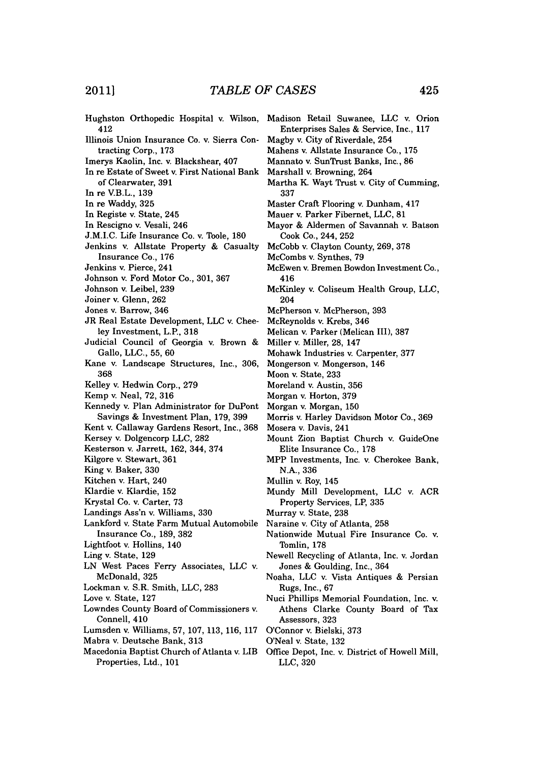Hughston Orthopedic Hospital v. Wilson, 412

Illinois Union Insurance Co. v. Sierra Contracting Corp., 173

Imerys Kaolin, Inc. v. Blackshear, 407

In re Estate of Sweet v. First National Bank of Clearwater, 391

In re V.B.L., 139

In re Waddy, 325

In Registe v. State, 245

In Rescigno v. Vesali, 246

J.M.I.C. Life Insurance Co. v. Toole, 180

Jenkins v. Allstate Property & Casualty Insurance Co., 176

Jenkins v. Pierce, 241

Johnson v. Ford Motor Co., 301, 367

Johnson v. Leibel, 239

Joiner v. Glenn, 262

Jones v. Barrow, 346

JR Real Estate Development, LLC v. Cheeley Investment, L.P., 318

Judicial Council of Georgia v. Brown & Gallo, LLC., 55, 60

Kane v. Landscape Structures, Inc., 306, 368

Kelley v. Hedwin Corp., 279

Kemp v. Neal, 72, 316

Kennedy v. Plan Administrator for DuPont Savings & Investment Plan, 179, 399

Kent v. Callaway Gardens Resort, Inc., 368

Kersey v. Dolgencorp LLC, 282

Kesterson v. Jarrett, 162, 344, 374

Kilgore v. Stewart, 361

King v. Baker, 330

Kitchen v. Hart, 240

Klardie v. Klardie, 152

Krystal Co. v. Carter, 73

Landings Ass'n v. Williams, 330

Lankford v. State Farm Mutual Automobile Insurance Co., 189, 382

Lightfoot v. Hollins, 140

Ling v. State, 129

LN West Paces Ferry Associates, LLC v. McDonald, 325

Lockman v. S.R. Smith, LLC, 283

Love v. State, 127

Lowndes County Board of Commissioners v. Connell, 410

Lumsden v. Williams, 57, 107, 113, 116, 117

Mabra v. Deutsche Bank, 313

Macedonia Baptist Church of Atlanta v. LIB Properties, Ltd., 101

Madison Retail Suwanee, LLC v. Orion Enterprises Sales & Service, Inc., 117

Magby v. City of Riverdale, 254

Mahens v. Allstate Insurance Co., 175

Mannato v. SunTrust Banks, Inc., 86

Marshall v. Browning, 264

Martha K. Wayt Trust v. City of Cumming, 337

Master Craft Flooring v. Dunham, 417

Mauer v. Parker Fibernet, LLC, 81

Mayor & Aldermen of Savannah v. Batson Cook Co., 244, 252

McCobb v. Clayton County, 269, 378

McCombs v. Synthes, 79

McEwen v. Bremen Bowdon Investment Co., 416

McKinley v. Coliseum Health Group, LLC, 204

McPherson v. McPherson, 393

McReynolds v. Krebs, 346

Melican v. Parker (Melican III), 387

Miller v. Miller, 28, 147

Mohawk Industries v. Carpenter, 377

Mongerson v. Mongerson, 146

Moon v. State, 233

Moreland v. Austin, 356

Morgan v. Horton, 379

Morgan v. Morgan, 150

Morris v. Harley Davidson Motor Co., 369

Mosera v. Davis, 241

Mount Zion Baptist Church v. GuideOne Elite Insurance Co., 178

MPP Investments, Inc. v. Cherokee Bank, N.A., 336

Mullin v. Roy, 145

Mundy Mill Development, LLC v. ACR Property Services, LP, 335

Murray v. State, 238

Naraine v. City of Atlanta, 258

Nationwide Mutual Fire Insurance Co. v. Tomlin, 178

Newell Recycling of Atlanta, Inc. v. Jordan Jones & Goulding, Inc., 364

Noaha, LLC v. Vista Antiques & Persian Rugs, Inc., 67

Nuci Phillips Memorial Foundation, Inc. v. Athens Clarke County Board of Tax Assessors, 323

O'Connor v. Bielski, 373

O'Neal v. State, 132

Office Depot, Inc. v. District of Howell Mill, LLC, 320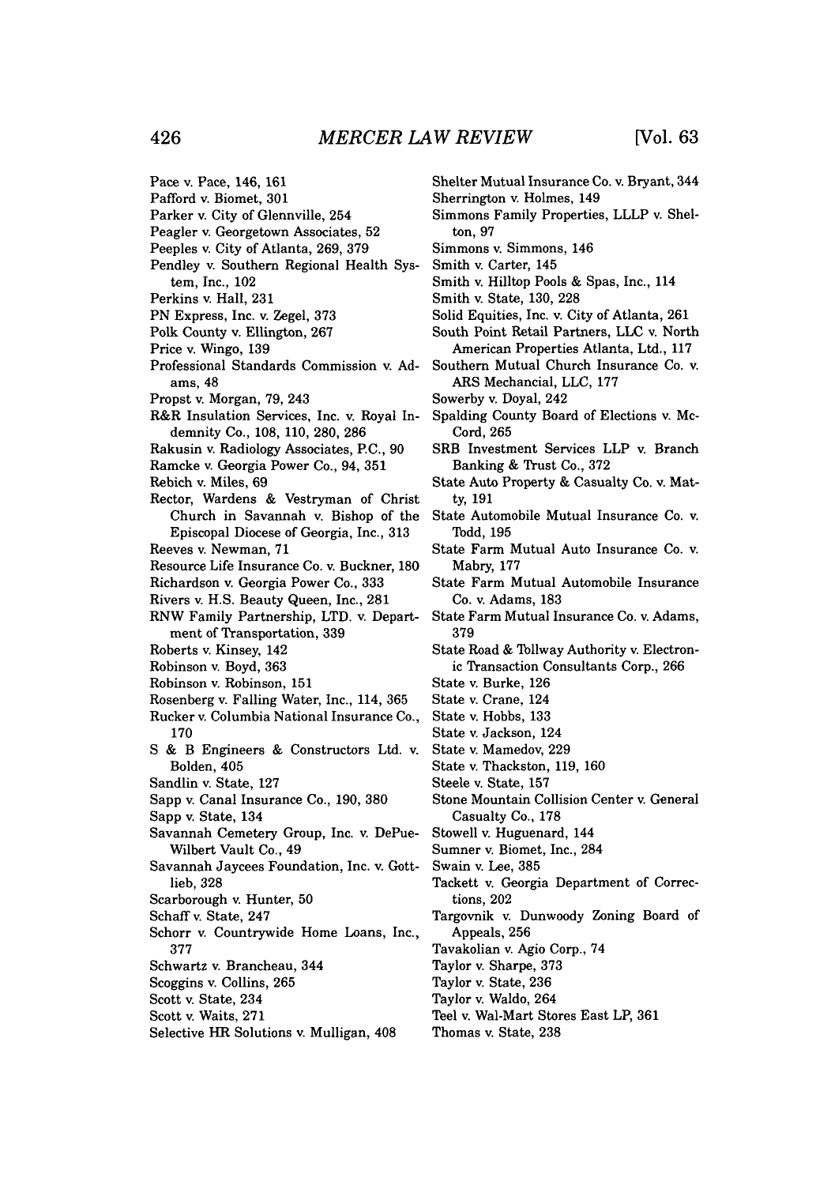Pace v. Pace, 146, 161
Pafford v. Biomet, 301
Parker v. City of Glennville, 254
Peagler v. Georgetown Associates, 52
Peeples v. City of Atlanta, 269, 379
Pendley v. Southern Regional Health System, Inc., 102
Perkins v. Hall, 231
PN Express, Inc. v. Zegel, 373
Polk County v. Ellington, 267
Price v. Wingo, 139
Professional Standards Commission v. Adams, 48
Propst v. Morgan, 79, 243
R&R Insulation Services, Inc. v. Royal Indemnity Co., 108, 110, 280, 286
Rakusin v. Radiology Associates, P.C., 90
Ramcke v. Georgia Power Co., 94, 351
Rebich v. Miles, 69
Rector, Wardens & Vestryman of Christ Church in Savannah v. Bishop of the Episcopal Diocese of Georgia, Inc., 313
Reeves v. Newman, 71
Resource Life Insurance Co. v. Buckner, 180
Richardson v. Georgia Power Co., 333
Rivers v. H.S. Beauty Queen, Inc., 281
RNW Family Partnership, LTD. v. Department of Transportation, 339
Roberts v. Kinsey, 142
Robinson v. Boyd, 363
Robinson v. Robinson, 151
Rosenberg v. Falling Water, Inc., 114, 365
Rucker v. Columbia National Insurance Co., 170
S & B Engineers & Constructors Ltd. v. Bolden, 405
Sandlin v. State, 127
Sapp v. Canal Insurance Co., 190, 380
Sapp v. State, 134
Savannah Cemetery Group, Inc. v. DePue-Wilbert Vault Co., 49
Savannah Jaycees Foundation, Inc. v. Gottlieb, 328
Scarborough v. Hunter, 50
Schaff v. State, 247
Schorr v. Countrywide Home Loans, Inc., 377
Schwartz v. Brancheau, 344
Scoggins v. Collins, 265
Scott v. State, 234
Scott v. Waits, 271
Selective HR Solutions v. Mulligan, 408
Shelter Mutual Insurance Co. v. Bryant, 344
Sherrington v. Holmes, 149
Simmons Family Properties, LLLP v. Shelton, 97
Simmons v. Simmons, 146
Smith v. Carter, 145
Smith v. Hilltop Pools & Spas, Inc., 114
Smith v. State, 130, 228
Solid Equities, Inc. v. City of Atlanta, 261
South Point Retail Partners, LLC v. North American Properties Atlanta, Ltd., 117
Southern Mutual Church Insurance Co. v. ARS Mechancial, LLC, 177
Sowerby v. Doyal, 242
Spalding County Board of Elections v. McCord, 265
SRB Investment Services LLP v. Branch Banking & Trust Co., 372
State Auto Property & Casualty Co. v. Matty, 191
State Automobile Mutual Insurance Co. v. Todd, 195
State Farm Mutual Auto Insurance Co. v. Mabry, 177
State Farm Mutual Automobile Insurance Co. v. Adams, 183
State Farm Mutual Insurance Co. v. Adams, 379
State Road & Tollway Authority v. Electronic Transaction Consultants Corp., 266
State v. Burke, 126
State v. Crane, 124
State v. Hobbs, 133
State v. Jackson, 124
State v. Mamedov, 229
State v. Thackston, 119, 160
Steele v. State, 157
Stone Mountain Collision Center v. General Casualty Co., 178
Stowell v. Huguenard, 144
Sumner v. Biomet, Inc., 284
Swain v. Lee, 385
Tackett v. Georgia Department of Corrections, 202
Targovnik v. Dunwoody Zoning Board of Appeals, 256
Tavakolian v. Agio Corp., 74
Taylor v. Sharpe, 373
Taylor v. State, 236
Taylor v. Waldo, 264
Teel v. Wal-Mart Stores East LP, 361
Thomas v. State, 238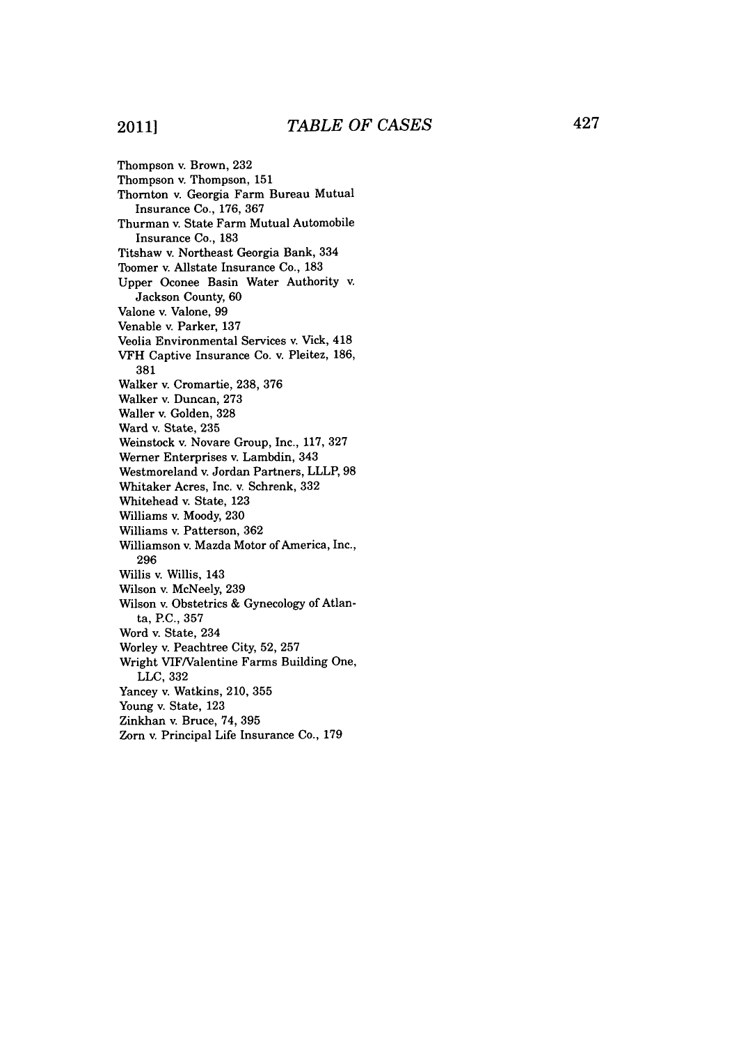Thompson v. Brown, 232
Thompson v. Thompson, 151
Thornton v. Georgia Farm Bureau Mutual Insurance Co., 176, 367
Thurman v. State Farm Mutual Automobile Insurance Co., 183
Titshaw v. Northeast Georgia Bank, 334
Toomer v. Allstate Insurance Co., 183
Upper Oconee Basin Water Authority v. Jackson County, 60
Valone v. Valone, 99
Venable v. Parker, 137
Veolia Environmental Services v. Vick, 418
VFH Captive Insurance Co. v. Pleitez, 186, 381
Walker v. Cromartie, 238, 376
Walker v. Duncan, 273
Waller v. Golden, 328
Ward v. State, 235
Weinstock v. Novare Group, Inc., 117, 327
Werner Enterprises v. Lambdin, 343
Westmoreland v. Jordan Partners, LLLP, 98
Whitaker Acres, Inc. v. Schrenk, 332
Whitehead v. State, 123
Williams v. Moody, 230
Williams v. Patterson, 362
Williamson v. Mazda Motor of America, Inc., 296
Willis v. Willis, 143
Wilson v. McNeely, 239
Wilson v. Obstetrics & Gynecology of Atlanta, P.C., 357
Word v. State, 234
Worley v. Peachtree City, 52, 257
Wright VIF/Valentine Farms Building One, LLC, 332
Yancey v. Watkins, 210, 355
Young v. State, 123
Zinkhan v. Bruce, 74, 395
Zorn v. Principal Life Insurance Co., 179